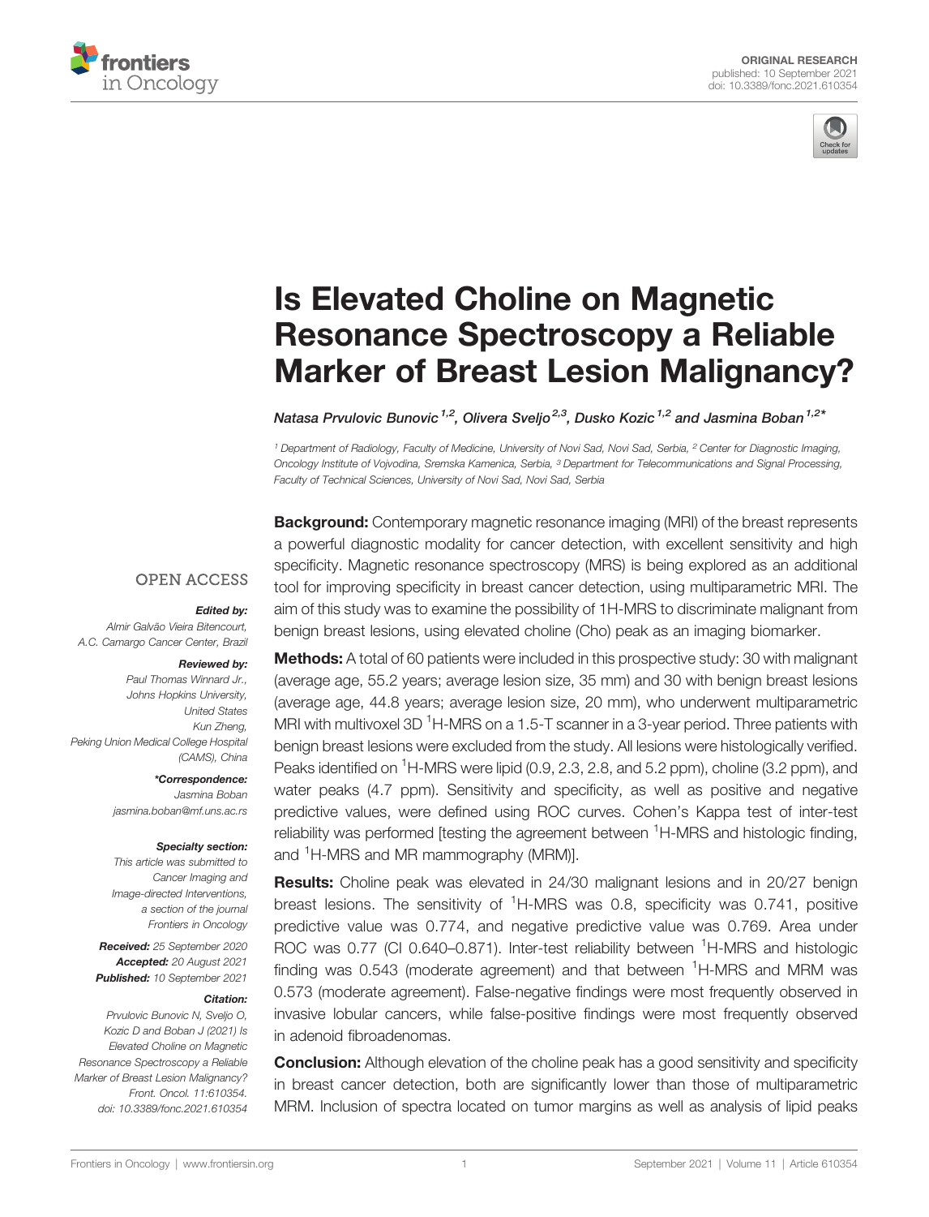ORIGINAL RESEARCH
published: 10 September 2021
doi: 10.3389/fonc.2021.610354

# Is Elevated Choline on Magnetic Resonance Spectroscopy a Reliable Marker of Breast Lesion Malignancy?

Natasa Prvulovic Bunovic[1,2], Olivera Sveljo[2,3], Dusko Kozic[1,2] and Jasmina Boban[1,2]*

[1] Department of Radiology, Faculty of Medicine, University of Novi Sad, Novi Sad, Serbia, [2] Center for Diagnostic Imaging, Oncology Institute of Vojvodina, Sremska Kamenica, Serbia, [3] Department for Telecommunications and Signal Processing, Faculty of Technical Sciences, University of Novi Sad, Novi Sad, Serbia

OPEN ACCESS

***Edited by:***
*Almir Galvão Vieira Bitencourt, A.C. Camargo Cancer Center, Brazil*

***Reviewed by:***
*Paul Thomas Winnard Jr., Johns Hopkins University, United States*
*Kun Zheng, Peking Union Medical College Hospital (CAMS), China*

***\*Correspondence:***
*Jasmina Boban*
*jasmina.boban@mf.uns.ac.rs*

***Specialty section:***
*This article was submitted to Cancer Imaging and Image-directed Interventions, a section of the journal Frontiers in Oncology*

***Received:*** *25 September 2020*
***Accepted:*** *20 August 2021*
***Published:*** *10 September 2021*

***Citation:***
*Prvulovic Bunovic N, Sveljo O, Kozic D and Boban J (2021) Is Elevated Choline on Magnetic Resonance Spectroscopy a Reliable Marker of Breast Lesion Malignancy? Front. Oncol. 11:610354. doi: 10.3389/fonc.2021.610354*

**Background:** Contemporary magnetic resonance imaging (MRI) of the breast represents a powerful diagnostic modality for cancer detection, with excellent sensitivity and high specificity. Magnetic resonance spectroscopy (MRS) is being explored as an additional tool for improving specificity in breast cancer detection, using multiparametric MRI. The aim of this study was to examine the possibility of 1H-MRS to discriminate malignant from benign breast lesions, using elevated choline (Cho) peak as an imaging biomarker.

**Methods:** A total of 60 patients were included in this prospective study: 30 with malignant (average age, 55.2 years; average lesion size, 35 mm) and 30 with benign breast lesions (average age, 44.8 years; average lesion size, 20 mm), who underwent multiparametric MRI with multivoxel 3D $^{1}$H-MRS on a 1.5-T scanner in a 3-year period. Three patients with benign breast lesions were excluded from the study. All lesions were histologically verified. Peaks identified on $^{1}$H-MRS were lipid (0.9, 2.3, 2.8, and 5.2 ppm), choline (3.2 ppm), and water peaks (4.7 ppm). Sensitivity and specificity, as well as positive and negative predictive values, were defined using ROC curves. Cohen's Kappa test of inter-test reliability was performed [testing the agreement between $^{1}$H-MRS and histologic finding, and $^{1}$H-MRS and MR mammography (MRM)].

**Results:** Choline peak was elevated in 24/30 malignant lesions and in 20/27 benign breast lesions. The sensitivity of $^{1}$H-MRS was 0.8, specificity was 0.741, positive predictive value was 0.774, and negative predictive value was 0.769. Area under ROC was 0.77 (CI 0.640–0.871). Inter-test reliability between $^{1}$H-MRS and histologic finding was 0.543 (moderate agreement) and that between $^{1}$H-MRS and MRM was 0.573 (moderate agreement). False-negative findings were most frequently observed in invasive lobular cancers, while false-positive findings were most frequently observed in adenoid fibroadenomas.

**Conclusion:** Although elevation of the choline peak has a good sensitivity and specificity in breast cancer detection, both are significantly lower than those of multiparametric MRM. Inclusion of spectra located on tumor margins as well as analysis of lipid peaks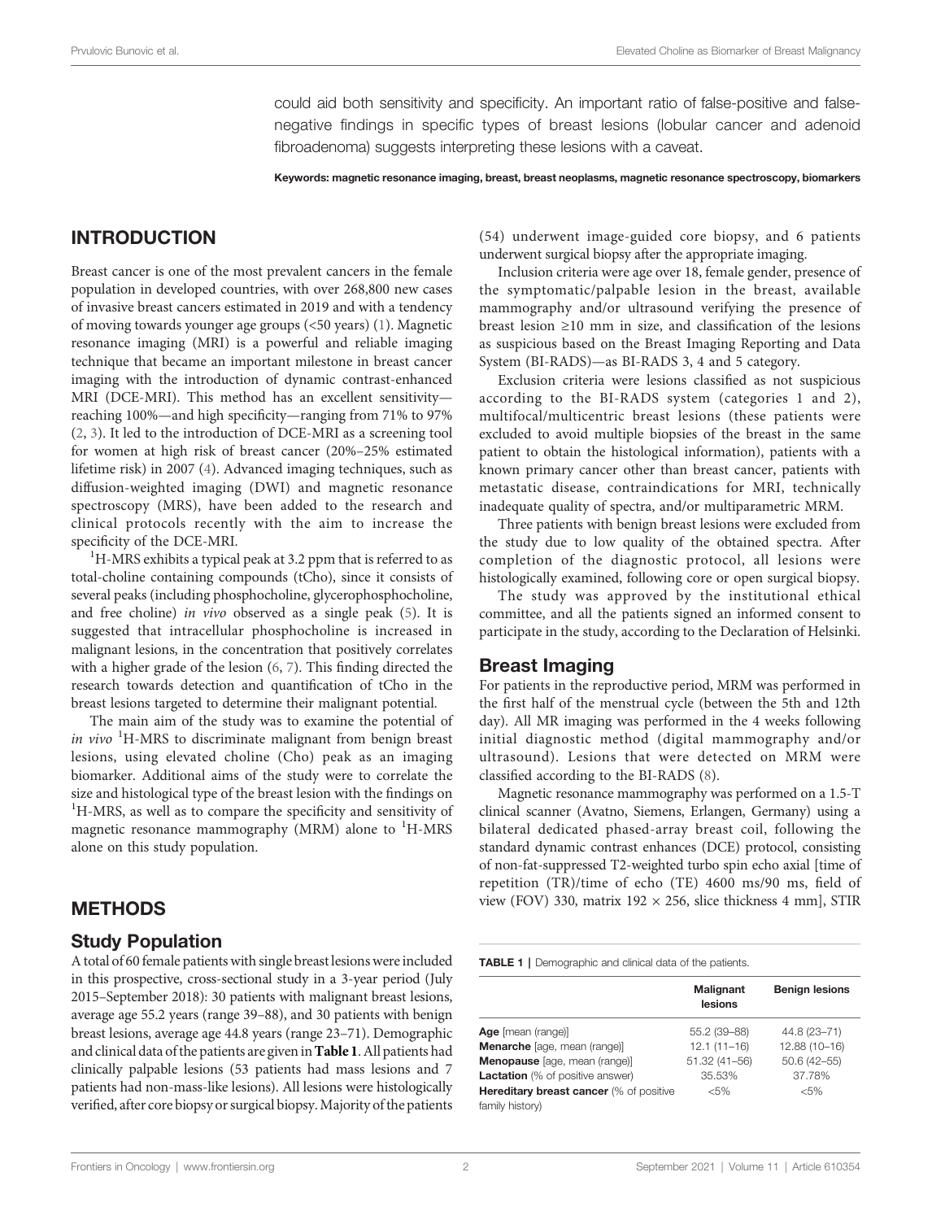could aid both sensitivity and specificity. An important ratio of false-positive and false-negative findings in specific types of breast lesions (lobular cancer and adenoid fibroadenoma) suggests interpreting these lesions with a caveat.

**Keywords:** magnetic resonance imaging, breast, breast neoplasms, magnetic resonance spectroscopy, biomarkers

## INTRODUCTION

Breast cancer is one of the most prevalent cancers in the female population in developed countries, with over 268,800 new cases of invasive breast cancers estimated in 2019 and with a tendency of moving towards younger age groups (<50 years) (1). Magnetic resonance imaging (MRI) is a powerful and reliable imaging technique that became an important milestone in breast cancer imaging with the introduction of dynamic contrast-enhanced MRI (DCE-MRI). This method has an excellent sensitivity—reaching 100%—and high specificity—ranging from 71% to 97% (2, 3). It led to the introduction of DCE-MRI as a screening tool for women at high risk of breast cancer (20%–25% estimated lifetime risk) in 2007 (4). Advanced imaging techniques, such as diffusion-weighted imaging (DWI) and magnetic resonance spectroscopy (MRS), have been added to the research and clinical protocols recently with the aim to increase the specificity of the DCE-MRI.

$^{1}$H-MRS exhibits a typical peak at 3.2 ppm that is referred to as total-choline containing compounds (tCho), since it consists of several peaks (including phosphocholine, glycerophosphocholine, and free choline) *in vivo* observed as a single peak (5). It is suggested that intracellular phosphocholine is increased in malignant lesions, in the concentration that positively correlates with a higher grade of the lesion (6, 7). This finding directed the research towards detection and quantification of tCho in the breast lesions targeted to determine their malignant potential.

The main aim of the study was to examine the potential of *in vivo* $^{1}$H-MRS to discriminate malignant from benign breast lesions, using elevated choline (Cho) peak as an imaging biomarker. Additional aims of the study were to correlate the size and histological type of the breast lesion with the findings on $^{1}$H-MRS, as well as to compare the specificity and sensitivity of magnetic resonance mammography (MRM) alone to $^{1}$H-MRS alone on this study population.

## METHODS

### Study Population

A total of 60 female patients with single breast lesions were included in this prospective, cross-sectional study in a 3-year period (July 2015–September 2018): 30 patients with malignant breast lesions, average age 55.2 years (range 39–88), and 30 patients with benign breast lesions, average age 44.8 years (range 23–71). Demographic and clinical data of the patients are given in **Table 1**. All patients had clinically palpable lesions (53 patients had mass lesions and 7 patients had non-mass-like lesions). All lesions were histologically verified, after core biopsy or surgical biopsy. Majority of the patients (54) underwent image-guided core biopsy, and 6 patients underwent surgical biopsy after the appropriate imaging.

Inclusion criteria were age over 18, female gender, presence of the symptomatic/palpable lesion in the breast, available mammography and/or ultrasound verifying the presence of breast lesion ≥10 mm in size, and classification of the lesions as suspicious based on the Breast Imaging Reporting and Data System (BI-RADS)—as BI-RADS 3, 4 and 5 category.

Exclusion criteria were lesions classified as not suspicious according to the BI-RADS system (categories 1 and 2), multifocal/multicentric breast lesions (these patients were excluded to avoid multiple biopsies of the breast in the same patient to obtain the histological information), patients with a known primary cancer other than breast cancer, patients with metastatic disease, contraindications for MRI, technically inadequate quality of spectra, and/or multiparametric MRM.

Three patients with benign breast lesions were excluded from the study due to low quality of the obtained spectra. After completion of the diagnostic protocol, all lesions were histologically examined, following core or open surgical biopsy.

The study was approved by the institutional ethical committee, and all the patients signed an informed consent to participate in the study, according to the Declaration of Helsinki.

### Breast Imaging

For patients in the reproductive period, MRM was performed in the first half of the menstrual cycle (between the 5th and 12th day). All MR imaging was performed in the 4 weeks following initial diagnostic method (digital mammography and/or ultrasound). Lesions that were detected on MRM were classified according to the BI-RADS (8).

Magnetic resonance mammography was performed on a 1.5-T clinical scanner (Avatno, Siemens, Erlangen, Germany) using a bilateral dedicated phased-array breast coil, following the standard dynamic contrast enhances (DCE) protocol, consisting of non-fat-suppressed T2-weighted turbo spin echo axial [time of repetition (TR)/time of echo (TE) 4600 ms/90 ms, field of view (FOV) 330, matrix 192 × 256, slice thickness 4 mm], STIR

**TABLE 1** | Demographic and clinical data of the patients.

| | Malignant lesions | Benign lesions |
|---|---|---|
| **Age** [mean (range)] | 55.2 (39–88) | 44.8 (23–71) |
| **Menarche** [age, mean (range)] | 12.1 (11–16) | 12.88 (10–16) |
| **Menopause** [age, mean (range)] | 51.32 (41–56) | 50.6 (42–55) |
| **Lactation** (% of positive answer) | 35.53% | 37.78% |
| **Hereditary breast cancer** (% of positive family history) | <5% | <5% |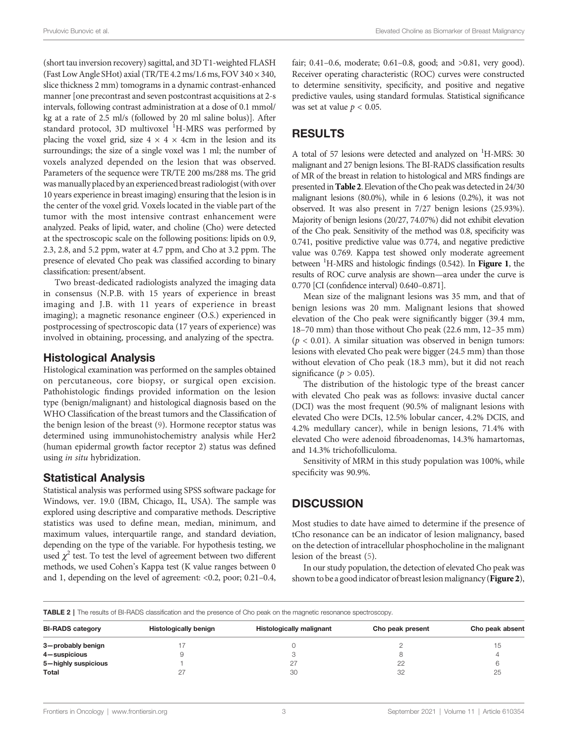(short tau inversion recovery) sagittal, and 3D T1-weighted FLASH (Fast Low Angle SHot) axial (TR/TE 4.2 ms/1.6 ms, FOV 340 × 340, slice thickness 2 mm) tomograms in a dynamic contrast-enhanced manner [one precontrast and seven postcontrast acquisitions at 2-s intervals, following contrast administration at a dose of 0.1 mmol/kg at a rate of 2.5 ml/s (followed by 20 ml saline bolus)]. After standard protocol, 3D multivoxel $^{1}$H-MRS was performed by placing the voxel grid, size 4 × 4 × 4cm in the lesion and its surroundings; the size of a single voxel was 1 ml; the number of voxels analyzed depended on the lesion that was observed. Parameters of the sequence were TR/TE 200 ms/288 ms. The grid was manually placed by an experienced breast radiologist (with over 10 years experience in breast imaging) ensuring that the lesion is in the center of the voxel grid. Voxels located in the viable part of the tumor with the most intensive contrast enhancement were analyzed. Peaks of lipid, water, and choline (Cho) were detected at the spectroscopic scale on the following positions: lipids on 0.9, 2.3, 2.8, and 5.2 ppm, water at 4.7 ppm, and Cho at 3.2 ppm. The presence of elevated Cho peak was classified according to binary classification: present/absent.

Two breast-dedicated radiologists analyzed the imaging data in consensus (N.P.B. with 15 years of experience in breast imaging and J.B. with 11 years of experience in breast imaging); a magnetic resonance engineer (O.S.) experienced in postprocessing of spectroscopic data (17 years of experience) was involved in obtaining, processing, and analyzing of the spectra.

### Histological Analysis

Histological examination was performed on the samples obtained on percutaneous, core biopsy, or surgical open excision. Pathohistologic findings provided information on the lesion type (benign/malignant) and histological diagnosis based on the WHO Classification of the breast tumors and the Classification of the benign lesion of the breast (9). Hormone receptor status was determined using immunohistochemistry analysis while Her2 (human epidermal growth factor receptor 2) status was defined using *in situ* hybridization.

### Statistical Analysis

Statistical analysis was performed using SPSS software package for Windows, ver. 19.0 (IBM, Chicago, IL, USA). The sample was explored using descriptive and comparative methods. Descriptive statistics was used to define mean, median, minimum, and maximum values, interquartile range, and standard deviation, depending on the type of the variable. For hypothesis testing, we used $\chi^2$ test. To test the level of agreement between two different methods, we used Cohen's Kappa test (K value ranges between 0 and 1, depending on the level of agreement: <0.2, poor; 0.21–0.4, fair; 0.41–0.6, moderate; 0.61–0.8, good; and >0.81, very good). Receiver operating characteristic (ROC) curves were constructed to determine sensitivity, specificity, and positive and negative predictive vaules, using standard formulas. Statistical significance was set at value $p < 0.05$.

## RESULTS

A total of 57 lesions were detected and analyzed on $^{1}$H-MRS: 30 malignant and 27 benign lesions. The BI-RADS classification results of MR of the breast in relation to histological and MRS findings are presented in **Table 2**. Elevation of the Cho peak was detected in 24/30 malignant lesions (80.0%), while in 6 lesions (0.2%), it was not observed. It was also present in 7/27 benign lesions (25.93%). Majority of benign lesions (20/27, 74.07%) did not exhibit elevation of the Cho peak. Sensitivity of the method was 0.8, specificity was 0.741, positive predictive value was 0.774, and negative predictive value was 0.769. Kappa test showed only moderate agreement between $^{1}$H-MRS and histologic findings (0.542). In **Figure 1**, the results of ROC curve analysis are shown—area under the curve is 0.770 [CI (confidence interval) 0.640–0.871].

Mean size of the malignant lesions was 35 mm, and that of benign lesions was 20 mm. Malignant lesions that showed elevation of the Cho peak were significantly bigger (39.4 mm, 18–70 mm) than those without Cho peak (22.6 mm, 12–35 mm) ($p < 0.01$). A similar situation was observed in benign tumors: lesions with elevated Cho peak were bigger (24.5 mm) than those without elevation of Cho peak (18.3 mm), but it did not reach significance ($p > 0.05$).

The distribution of the histologic type of the breast cancer with elevated Cho peak was as follows: invasive ductal cancer (DCI) was the most frequent (90.5% of malignant lesions with elevated Cho were DCIs, 12.5% lobular cancer, 4.2% DCIS, and 4.2% medullary cancer), while in benign lesions, 71.4% with elevated Cho were adenoid fibroadenomas, 14.3% hamartomas, and 14.3% trichofolliculoma.

Sensitivity of MRM in this study population was 100%, while specificity was 90.9%.

## DISCUSSION

Most studies to date have aimed to determine if the presence of tCho resonance can be an indicator of lesion malignancy, based on the detection of intracellular phosphocholine in the malignant lesion of the breast (5).

In our study population, the detection of elevated Cho peak was shown to be a good indicator of breast lesion malignancy (**Figure 2**),

**TABLE 2** | The results of BI-RADS classification and the presence of Cho peak on the magnetic resonance spectroscopy.

| BI-RADS category | Histologically benign | Histologically malignant | Cho peak present | Cho peak absent |
|---|---|---|---|---|
| 3—probably benign | 17 | 0 | 2 | 15 |
| 4—suspicious | 9 | 3 | 8 | 4 |
| 5—highly suspicious | 1 | 27 | 22 | 6 |
| Total | 27 | 30 | 32 | 25 |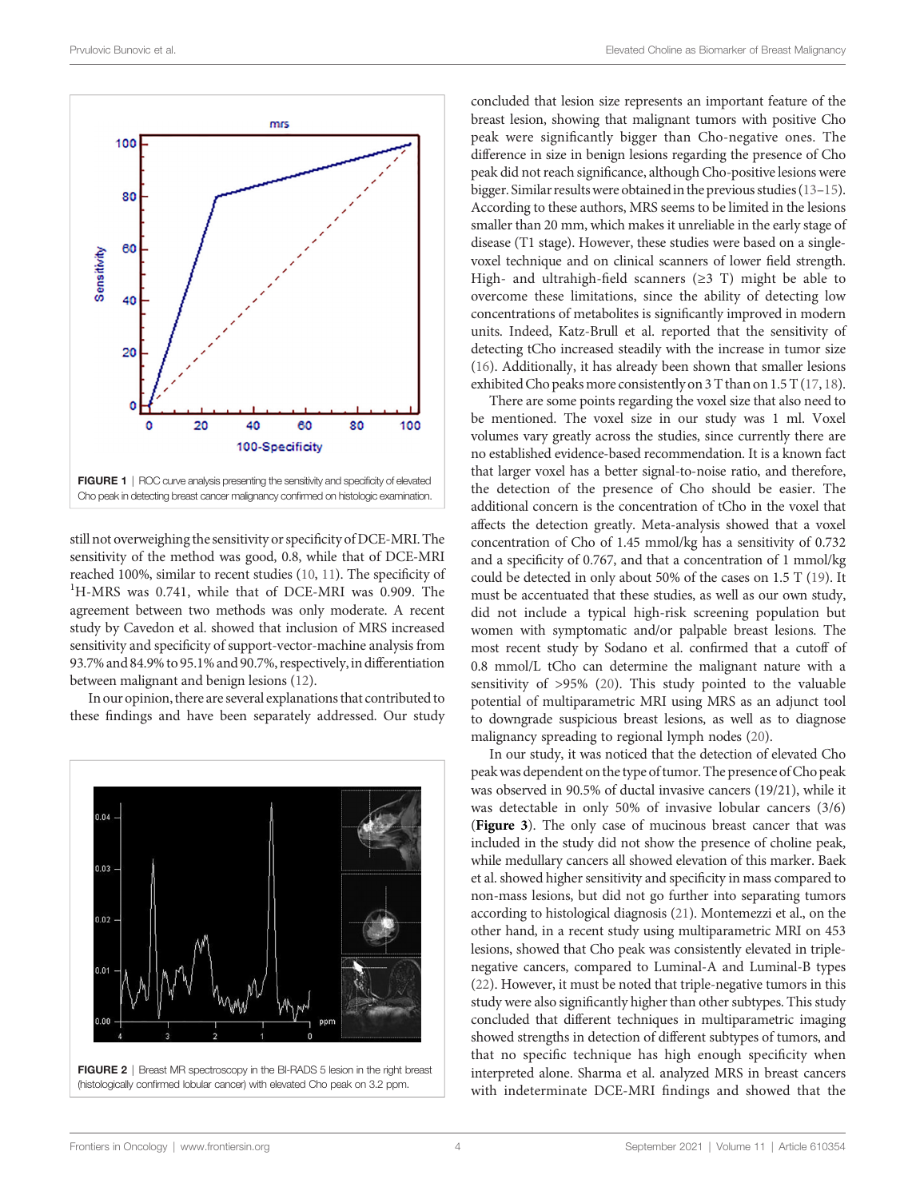FIGURE 1 | ROC curve analysis presenting the sensitivity and specificity of elevated Cho peak in detecting breast cancer malignancy confirmed on histologic examination.

still not overweighing the sensitivity or specificity of DCE-MRI. The sensitivity of the method was good, 0.8, while that of DCE-MRI reached 100%, similar to recent studies (10, 11). The specificity of $^{1}$H-MRS was 0.741, while that of DCE-MRI was 0.909. The agreement between two methods was only moderate. A recent study by Cavedon et al. showed that inclusion of MRS increased sensitivity and specificity of support-vector-machine analysis from 93.7% and 84.9% to 95.1% and 90.7%, respectively, in differentiation between malignant and benign lesions (12).

In our opinion, there are several explanations that contributed to these findings and have been separately addressed. Our study concluded that lesion size represents an important feature of the breast lesion, showing that malignant tumors with positive Cho peak were significantly bigger than Cho-negative ones. The difference in size in benign lesions regarding the presence of Cho peak did not reach significance, although Cho-positive lesions were bigger. Similar results were obtained in the previous studies (13–15). According to these authors, MRS seems to be limited in the lesions smaller than 20 mm, which makes it unreliable in the early stage of disease (T1 stage). However, these studies were based on a single-voxel technique and on clinical scanners of lower field strength. High- and ultrahigh-field scanners (≥3 T) might be able to overcome these limitations, since the ability of detecting low concentrations of metabolites is significantly improved in modern units. Indeed, Katz-Brull et al. reported that the sensitivity of detecting tCho increased steadily with the increase in tumor size (16). Additionally, it has already been shown that smaller lesions exhibited Cho peaks more consistently on 3 T than on 1.5 T (17, 18).

There are some points regarding the voxel size that also need to be mentioned. The voxel size in our study was 1 ml. Voxel volumes vary greatly across the studies, since currently there are no established evidence-based recommendation. It is a known fact that larger voxel has a better signal-to-noise ratio, and therefore, the detection of the presence of Cho should be easier. The additional concern is the concentration of tCho in the voxel that affects the detection greatly. Meta-analysis showed that a voxel concentration of Cho of 1.45 mmol/kg has a sensitivity of 0.732 and a specificity of 0.767, and that a concentration of 1 mmol/kg could be detected in only about 50% of the cases on 1.5 T (19). It must be accentuated that these studies, as well as our own study, did not include a typical high-risk screening population but women with symptomatic and/or palpable breast lesions. The most recent study by Sodano et al. confirmed that a cutoff of 0.8 mmol/L tCho can determine the malignant nature with a sensitivity of >95% (20). This study pointed to the valuable potential of multiparametric MRI using MRS as an adjunct tool to downgrade suspicious breast lesions, as well as to diagnose malignancy spreading to regional lymph nodes (20).

In our study, it was noticed that the detection of elevated Cho peak was dependent on the type of tumor. The presence of Cho peak was observed in 90.5% of ductal invasive cancers (19/21), while it was detectable in only 50% of invasive lobular cancers (3/6) (**Figure 3**). The only case of mucinous breast cancer that was included in the study did not show the presence of choline peak, while medullary cancers all showed elevation of this marker. Baek et al. showed higher sensitivity and specificity in mass compared to non-mass lesions, but did not go further into separating tumors according to histological diagnosis (21). Montemezzi et al., on the other hand, in a recent study using multiparametric MRI on 453 lesions, showed that Cho peak was consistently elevated in triple-negative cancers, compared to Luminal-A and Luminal-B types (22). However, it must be noted that triple-negative tumors in this study were also significantly higher than other subtypes. This study concluded that different techniques in multiparametric imaging showed strengths in detection of different subtypes of tumors, and that no specific technique has high enough specificity when interpreted alone. Sharma et al. analyzed MRS in breast cancers with indeterminate DCE-MRI findings and showed that the

FIGURE 2 | Breast MR spectroscopy in the BI-RADS 5 lesion in the right breast (histologically confirmed lobular cancer) with elevated Cho peak on 3.2 ppm.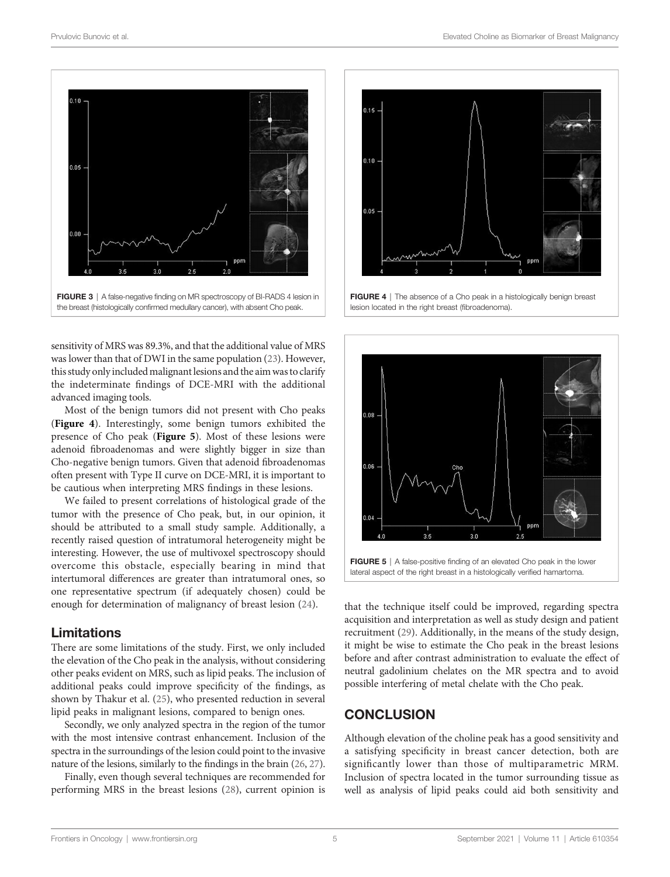FIGURE 3 | A false-negative finding on MR spectroscopy of BI-RADS 4 lesion in the breast (histologically confirmed medullary cancer), with absent Cho peak.

FIGURE 4 | The absence of a Cho peak in a histologically benign breast lesion located in the right breast (fibroadenoma).

FIGURE 5 | A false-positive finding of an elevated Cho peak in the lower lateral aspect of the right breast in a histologically verified hamartoma.

sensitivity of MRS was 89.3%, and that the additional value of MRS was lower than that of DWI in the same population (23). However, this study only included malignant lesions and the aim was to clarify the indeterminate findings of DCE-MRI with the additional advanced imaging tools.

Most of the benign tumors did not present with Cho peaks (**Figure 4**). Interestingly, some benign tumors exhibited the presence of Cho peak (**Figure 5**). Most of these lesions were adenoid fibroadenomas and were slightly bigger in size than Cho-negative benign tumors. Given that adenoid fibroadenomas often present with Type II curve on DCE-MRI, it is important to be cautious when interpreting MRS findings in these lesions.

We failed to present correlations of histological grade of the tumor with the presence of Cho peak, but, in our opinion, it should be attributed to a small study sample. Additionally, a recently raised question of intratumoral heterogeneity might be interesting. However, the use of multivoxel spectroscopy should overcome this obstacle, especially bearing in mind that intertumoral differences are greater than intratumoral ones, so one representative spectrum (if adequately chosen) could be enough for determination of malignancy of breast lesion (24).

## Limitations

There are some limitations of the study. First, we only included the elevation of the Cho peak in the analysis, without considering other peaks evident on MRS, such as lipid peaks. The inclusion of additional peaks could improve specificity of the findings, as shown by Thakur et al. (25), who presented reduction in several lipid peaks in malignant lesions, compared to benign ones.

Secondly, we only analyzed spectra in the region of the tumor with the most intensive contrast enhancement. Inclusion of the spectra in the surroundings of the lesion could point to the invasive nature of the lesions, similarly to the findings in the brain (26, 27).

Finally, even though several techniques are recommended for performing MRS in the breast lesions (28), current opinion is that the technique itself could be improved, regarding spectra acquisition and interpretation as well as study design and patient recruitment (29). Additionally, in the means of the study design, it might be wise to estimate the Cho peak in the breast lesions before and after contrast administration to evaluate the effect of neutral gadolinium chelates on the MR spectra and to avoid possible interfering of metal chelate with the Cho peak.

## CONCLUSION

Although elevation of the choline peak has a good sensitivity and a satisfying specificity in breast cancer detection, both are significantly lower than those of multiparametric MRM. Inclusion of spectra located in the tumor surrounding tissue as well as analysis of lipid peaks could aid both sensitivity and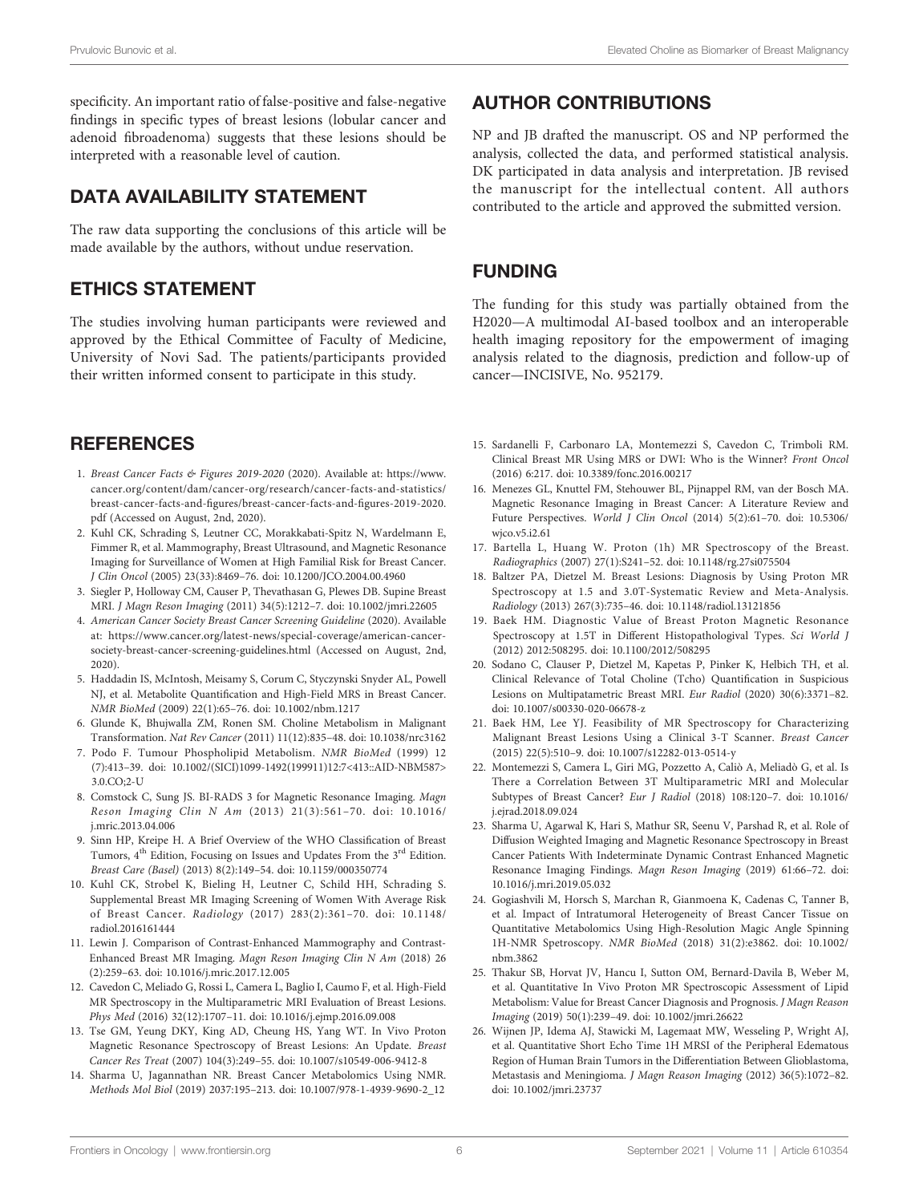specificity. An important ratio of false-positive and false-negative findings in specific types of breast lesions (lobular cancer and adenoid fibroadenoma) suggests that these lesions should be interpreted with a reasonable level of caution.

## DATA AVAILABILITY STATEMENT

The raw data supporting the conclusions of this article will be made available by the authors, without undue reservation.

## ETHICS STATEMENT

The studies involving human participants were reviewed and approved by the Ethical Committee of Faculty of Medicine, University of Novi Sad. The patients/participants provided their written informed consent to participate in this study.

## AUTHOR CONTRIBUTIONS

NP and JB drafted the manuscript. OS and NP performed the analysis, collected the data, and performed statistical analysis. DK participated in data analysis and interpretation. JB revised the manuscript for the intellectual content. All authors contributed to the article and approved the submitted version.

## FUNDING

The funding for this study was partially obtained from the H2020—A multimodal AI-based toolbox and an interoperable health imaging repository for the empowerment of imaging analysis related to the diagnosis, prediction and follow-up of cancer—INCISIVE, No. 952179.

## REFERENCES

1. *Breast Cancer Facts & Figures 2019-2020* (2020). Available at: https://www.cancer.org/content/dam/cancer-org/research/cancer-facts-and-statistics/breast-cancer-facts-and-figures/breast-cancer-facts-and-figures-2019-2020.pdf (Accessed on August, 2nd, 2020).
2. Kuhl CK, Schrading S, Leutner CC, Morakkabati-Spitz N, Wardelmann E, Fimmer R, et al. Mammography, Breast Ultrasound, and Magnetic Resonance Imaging for Surveillance of Women at High Familial Risk for Breast Cancer. *J Clin Oncol* (2005) 23(33):8469–76. doi: 10.1200/JCO.2004.00.4960
3. Siegler P, Holloway CM, Causer P, Thevathasan G, Plewes DB. Supine Breast MRI. *J Magn Reson Imaging* (2011) 34(5):1212–7. doi: 10.1002/jmri.22605
4. *American Cancer Society Breast Cancer Screening Guideline* (2020). Available at: https://www.cancer.org/latest-news/special-coverage/american-cancer-society-breast-cancer-screening-guidelines.html (Accessed on August, 2nd, 2020).
5. Haddadin IS, McIntosh, Meisamy S, Corum C, Styczynski Snyder AL, Powell NJ, et al. Metabolite Quantification and High-Field MRS in Breast Cancer. *NMR BioMed* (2009) 22(1):65–76. doi: 10.1002/nbm.1217
6. Glunde K, Bhujwalla ZM, Ronen SM. Choline Metabolism in Malignant Transformation. *Nat Rev Cancer* (2011) 11(12):835–48. doi: 10.1038/nrc3162
7. Podo F. Tumour Phospholipid Metabolism. *NMR BioMed* (1999) 12 (7):413–39. doi: 10.1002/(SICI)1099-1492(199911)12:7<413::AID-NBM587>3.0.CO;2-U
8. Comstock C, Sung JS. BI-RADS 3 for Magnetic Resonance Imaging. *Magn Reson Imaging Clin N Am* (2013) 21(3):561–70. doi: 10.1016/j.mric.2013.04.006
9. Sinn HP, Kreipe H. A Brief Overview of the WHO Classification of Breast Tumors, 4th Edition, Focusing on Issues and Updates From the 3rd Edition. *Breast Care (Basel)* (2013) 8(2):149–54. doi: 10.1159/000350774
10. Kuhl CK, Strobel K, Bieling H, Leutner C, Schild HH, Schrading S. Supplemental Breast MR Imaging Screening of Women With Average Risk of Breast Cancer. *Radiology* (2017) 283(2):361–70. doi: 10.1148/radiol.2016161444
11. Lewin J. Comparison of Contrast-Enhanced Mammography and Contrast-Enhanced Breast MR Imaging. *Magn Reson Imaging Clin N Am* (2018) 26 (2):259–63. doi: 10.1016/j.mric.2017.12.005
12. Cavedon C, Meliado G, Rossi L, Camera L, Baglio I, Caumo F, et al. High-Field MR Spectroscopy in the Multiparametric MRI Evaluation of Breast Lesions. *Phys Med* (2016) 32(12):1707–11. doi: 10.1016/j.ejmp.2016.09.008
13. Tse GM, Yeung DKY, King AD, Cheung HS, Yang WT. In Vivo Proton Magnetic Resonance Spectroscopy of Breast Lesions: An Update. *Breast Cancer Res Treat* (2007) 104(3):249–55. doi: 10.1007/s10549-006-9412-8
14. Sharma U, Jagannathan NR. Breast Cancer Metabolomics Using NMR. *Methods Mol Biol* (2019) 2037:195–213. doi: 10.1007/978-1-4939-9690-2_12
15. Sardanelli F, Carbonaro LA, Montemezzi S, Cavedon C, Trimboli RM. Clinical Breast MR Using MRS or DWI: Who is the Winner? *Front Oncol* (2016) 6:217. doi: 10.3389/fonc.2016.00217
16. Menezes GL, Knuttel FM, Stehouwer BL, Pijnappel RM, van der Bosch MA. Magnetic Resonance Imaging in Breast Cancer: A Literature Review and Future Perspectives. *World J Clin Oncol* (2014) 5(2):61–70. doi: 10.5306/wjco.v5.i2.61
17. Bartella L, Huang W. Proton (1h) MR Spectroscopy of the Breast. *Radiographics* (2007) 27(1):S241–52. doi: 10.1148/rg.27si075504
18. Baltzer PA, Dietzel M. Breast Lesions: Diagnosis by Using Proton MR Spectroscopy at 1.5 and 3.0T-Systematic Review and Meta-Analysis. *Radiology* (2013) 267(3):735–46. doi: 10.1148/radiol.13121856
19. Baek HM. Diagnostic Value of Breast Proton Magnetic Resonance Spectroscopy at 1.5T in Different Histopathologival Types. *Sci World J* (2012) 2012:508295. doi: 10.1100/2012/508295
20. Sodano C, Clauser P, Dietzel M, Kapetas P, Pinker K, Helbich TH, et al. Clinical Relevance of Total Choline (Tcho) Quantification in Suspicious Lesions on Multipatametric Breast MRI. *Eur Radiol* (2020) 30(6):3371–82. doi: 10.1007/s00330-020-06678-z
21. Baek HM, Lee YJ. Feasibility of MR Spectroscopy for Characterizing Malignant Breast Lesions Using a Clinical 3-T Scanner. *Breast Cancer* (2015) 22(5):510–9. doi: 10.1007/s12282-013-0514-y
22. Montemezzi S, Camera L, Giri MG, Pozzetto A, Caliò A, Meliadò G, et al. Is There a Correlation Between 3T Multiparametric MRI and Molecular Subtypes of Breast Cancer? *Eur J Radiol* (2018) 108:120–7. doi: 10.1016/j.ejrad.2018.09.024
23. Sharma U, Agarwal K, Hari S, Mathur SR, Seenu V, Parshad R, et al. Role of Diffusion Weighted Imaging and Magnetic Resonance Spectroscopy in Breast Cancer Patients With Indeterminate Dynamic Contrast Enhanced Magnetic Resonance Imaging Findings. *Magn Reson Imaging* (2019) 61:66–72. doi: 10.1016/j.mri.2019.05.032
24. Gogiashvili M, Horsch S, Marchan R, Gianmoena K, Cadenas C, Tanner B, et al. Impact of Intratumoral Heterogeneity of Breast Cancer Tissue on Quantitative Metabolomics Using High-Resolution Magic Angle Spinning 1H-NMR Spectroscopy. *NMR BioMed* (2018) 31(2):e3862. doi: 10.1002/nbm.3862
25. Thakur SB, Horvat JV, Hancu I, Sutton OM, Bernard-Davila B, Weber M, et al. Quantitative In Vivo Proton MR Spectroscopic Assessment of Lipid Metabolism: Value for Breast Cancer Diagnosis and Prognosis. *J Magn Reason Imaging* (2019) 50(1):239–49. doi: 10.1002/jmri.26622
26. Wijnen JP, Idema AJ, Stawicki M, Lagemaat MW, Wesseling P, Wright AJ, et al. Quantitative Short Echo Time 1H MRSI of the Peripheral Edematous Region of Human Brain Tumors in the Differentiation Between Glioblastoma, Metastasis and Meningioma. *J Magn Reason Imaging* (2012) 36(5):1072–82. doi: 10.1002/jmri.23737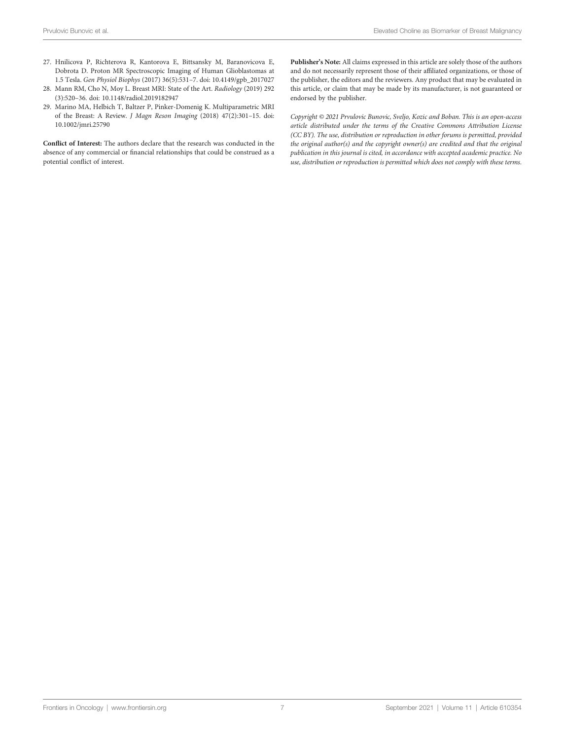27. Hnilicova P, Richterova R, Kantorova E, Bittsansky M, Baranovicova E, Dobrota D. Proton MR Spectroscopic Imaging of Human Glioblastomas at 1.5 Tesla. *Gen Physiol Biophys* (2017) 36(5):531–7. doi: 10.4149/gpb_2017027
28. Mann RM, Cho N, Moy L. Breast MRI: State of the Art. *Radiology* (2019) 292 (3):520–36. doi: 10.1148/radiol.2019182947
29. Marino MA, Helbich T, Baltzer P, Pinker-Domenig K. Multiparametric MRI of the Breast: A Review. *J Magn Reson Imaging* (2018) 47(2):301–15. doi: 10.1002/jmri.25790

**Conflict of Interest:** The authors declare that the research was conducted in the absence of any commercial or financial relationships that could be construed as a potential conflict of interest.

**Publisher's Note:** All claims expressed in this article are solely those of the authors and do not necessarily represent those of their affiliated organizations, or those of the publisher, the editors and the reviewers. Any product that may be evaluated in this article, or claim that may be made by its manufacturer, is not guaranteed or endorsed by the publisher.

*Copyright © 2021 Prvulovic Bunovic, Sveljo, Kozic and Boban. This is an open-access article distributed under the terms of the Creative Commons Attribution License (CC BY). The use, distribution or reproduction in other forums is permitted, provided the original author(s) and the copyright owner(s) are credited and that the original publication in this journal is cited, in accordance with accepted academic practice. No use, distribution or reproduction is permitted which does not comply with these terms.*